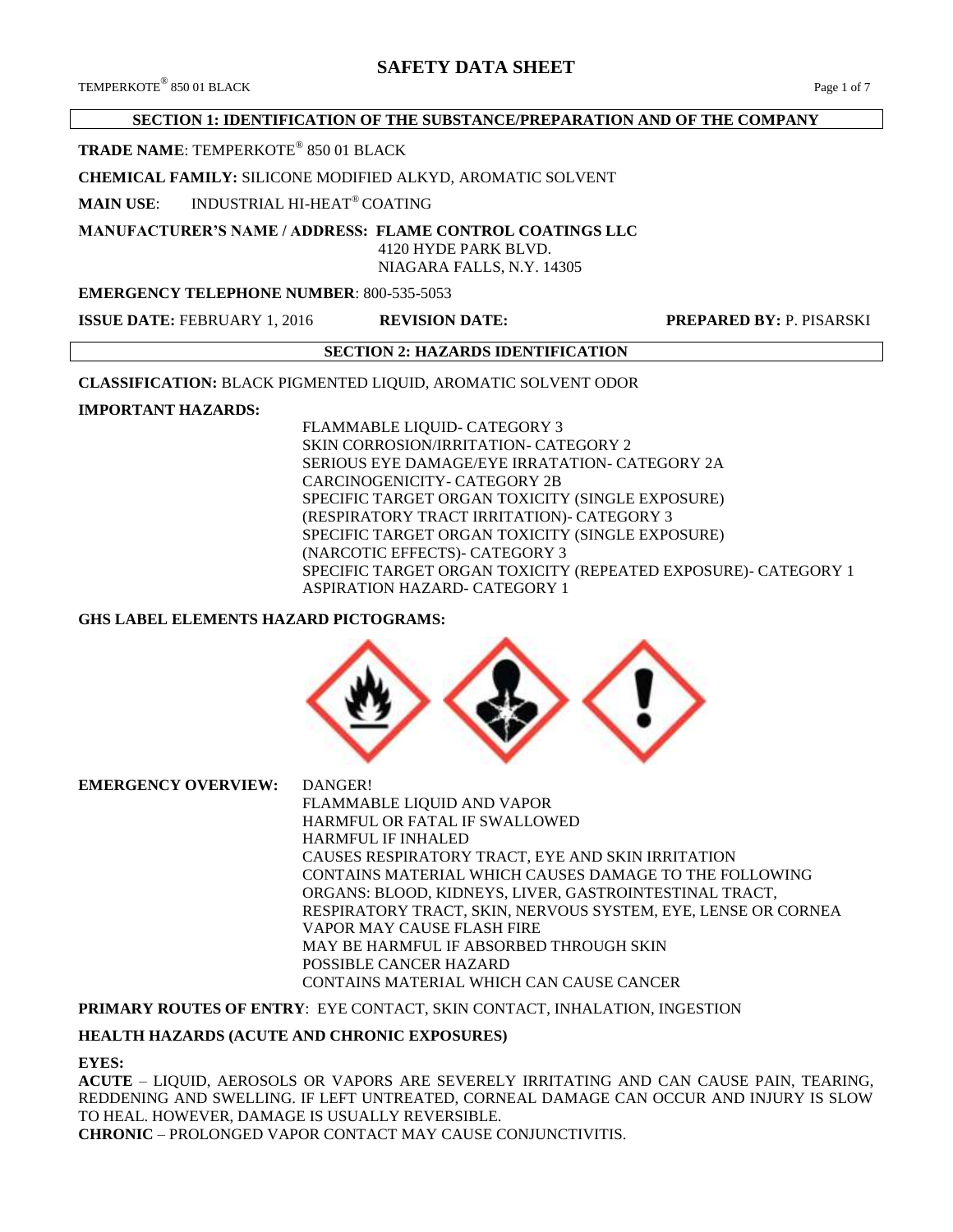# SAFETY DATA SHEET

## SECTION 1: IDENTIFICATION OF THE SUBSTANCE/PREPARATION AND OF THE COMPANY

**TRADE NAME**: TEMPERKOTE® 850 01 BLACK

**CHEMICAL FAMILY:** SILICONE MODIFIED ALKYD, AROMATIC SOLVENT

**MAIN USE**: INDUSTRIAL HI-HEAT® COATING

**MANUFACTURER'S NAME / ADDRESS: FLAME CONTROL COATINGS LLC**
4120 HYDE PARK BLVD.
NIAGARA FALLS, N.Y. 14305

**EMERGENCY TELEPHONE NUMBER**: 800-535-5053

**ISSUE DATE:** FEBRUARY 1, 2016 **REVISION DATE:** **PREPARED BY:** P. PISARSKI

## SECTION 2: HAZARDS IDENTIFICATION

**CLASSIFICATION:** BLACK PIGMENTED LIQUID, AROMATIC SOLVENT ODOR

**IMPORTANT HAZARDS:**

FLAMMABLE LIQUID- CATEGORY 3
SKIN CORROSION/IRRITATION- CATEGORY 2
SERIOUS EYE DAMAGE/EYE IRRATATION- CATEGORY 2A
CARCINOGENICITY- CATEGORY 2B
SPECIFIC TARGET ORGAN TOXICITY (SINGLE EXPOSURE) (RESPIRATORY TRACT IRRITATION)- CATEGORY 3
SPECIFIC TARGET ORGAN TOXICITY (SINGLE EXPOSURE) (NARCOTIC EFFECTS)- CATEGORY 3
SPECIFIC TARGET ORGAN TOXICITY (REPEATED EXPOSURE)- CATEGORY 1
ASPIRATION HAZARD- CATEGORY 1

**GHS LABEL ELEMENTS HAZARD PICTOGRAMS:**

**EMERGENCY OVERVIEW:** DANGER!
FLAMMABLE LIQUID AND VAPOR
HARMFUL OR FATAL IF SWALLOWED
HARMFUL IF INHALED
CAUSES RESPIRATORY TRACT, EYE AND SKIN IRRITATION
CONTAINS MATERIAL WHICH CAUSES DAMAGE TO THE FOLLOWING ORGANS: BLOOD, KIDNEYS, LIVER, GASTROINTESTINAL TRACT, RESPIRATORY TRACT, SKIN, NERVOUS SYSTEM, EYE, LENSE OR CORNEA
VAPOR MAY CAUSE FLASH FIRE
MAY BE HARMFUL IF ABSORBED THROUGH SKIN
POSSIBLE CANCER HAZARD
CONTAINS MATERIAL WHICH CAN CAUSE CANCER

**PRIMARY ROUTES OF ENTRY**: EYE CONTACT, SKIN CONTACT, INHALATION, INGESTION

**HEALTH HAZARDS (ACUTE AND CHRONIC EXPOSURES)**

**EYES:**

**ACUTE** – LIQUID, AEROSOLS OR VAPORS ARE SEVERELY IRRITATING AND CAN CAUSE PAIN, TEARING, REDDENING AND SWELLING. IF LEFT UNTREATED, CORNEAL DAMAGE CAN OCCUR AND INJURY IS SLOW TO HEAL. HOWEVER, DAMAGE IS USUALLY REVERSIBLE.

**CHRONIC** – PROLONGED VAPOR CONTACT MAY CAUSE CONJUNCTIVITIS.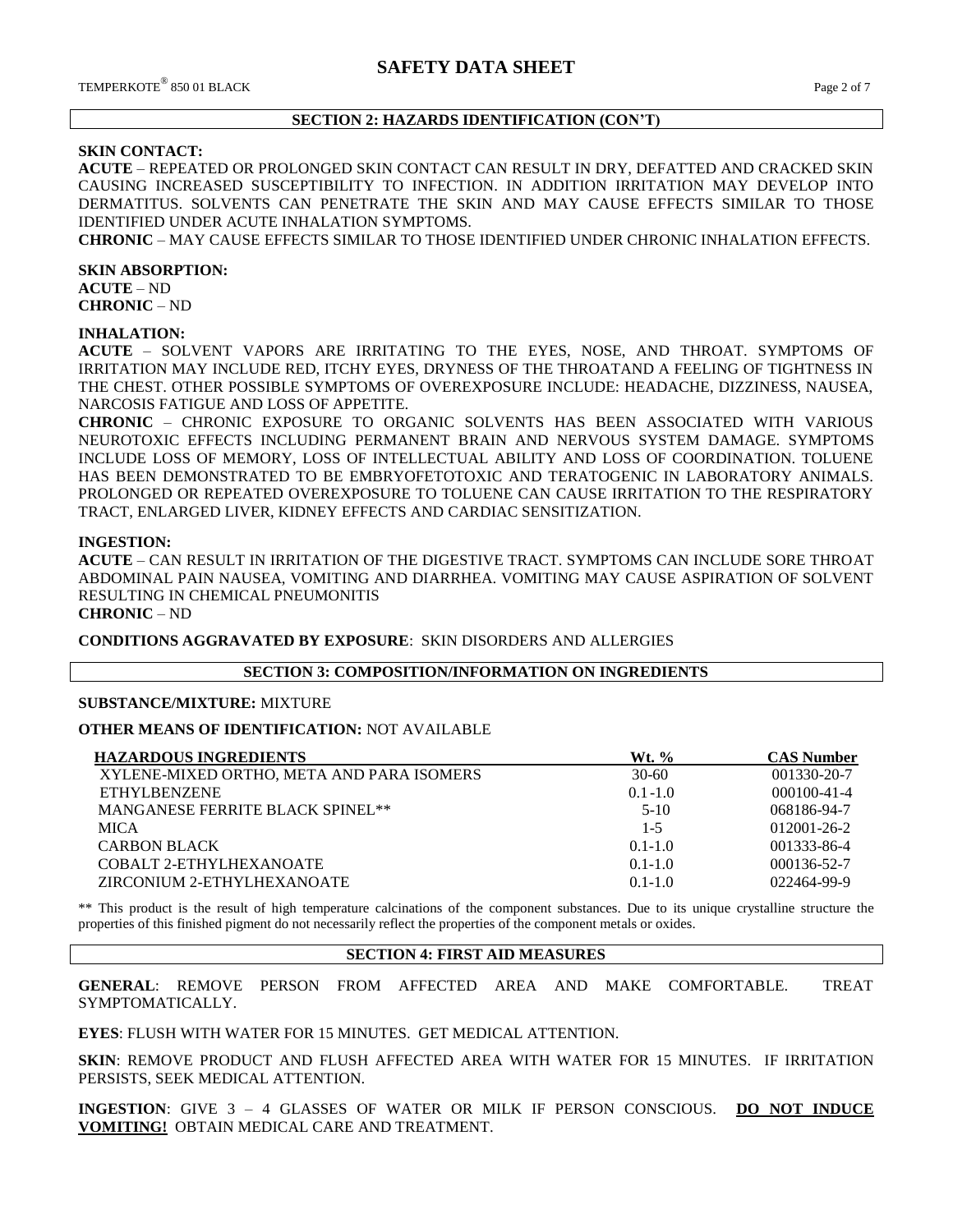## SECTION 2: HAZARDS IDENTIFICATION (CON'T)

**SKIN CONTACT:**

**ACUTE** – REPEATED OR PROLONGED SKIN CONTACT CAN RESULT IN DRY, DEFATTED AND CRACKED SKIN CAUSING INCREASED SUSCEPTIBILITY TO INFECTION. IN ADDITION IRRITATION MAY DEVELOP INTO DERMATITUS. SOLVENTS CAN PENETRATE THE SKIN AND MAY CAUSE EFFECTS SIMILAR TO THOSE IDENTIFIED UNDER ACUTE INHALATION SYMPTOMS.

**CHRONIC** – MAY CAUSE EFFECTS SIMILAR TO THOSE IDENTIFIED UNDER CHRONIC INHALATION EFFECTS.

**SKIN ABSORPTION:**

**ACUTE** – ND

**CHRONIC** – ND

**INHALATION:**

**ACUTE** – SOLVENT VAPORS ARE IRRITATING TO THE EYES, NOSE, AND THROAT. SYMPTOMS OF IRRITATION MAY INCLUDE RED, ITCHY EYES, DRYNESS OF THE THROATAND A FEELING OF TIGHTNESS IN THE CHEST. OTHER POSSIBLE SYMPTOMS OF OVEREXPOSURE INCLUDE: HEADACHE, DIZZINESS, NAUSEA, NARCOSIS FATIGUE AND LOSS OF APPETITE.

**CHRONIC** – CHRONIC EXPOSURE TO ORGANIC SOLVENTS HAS BEEN ASSOCIATED WITH VARIOUS NEUROTOXIC EFFECTS INCLUDING PERMANENT BRAIN AND NERVOUS SYSTEM DAMAGE. SYMPTOMS INCLUDE LOSS OF MEMORY, LOSS OF INTELLECTUAL ABILITY AND LOSS OF COORDINATION. TOLUENE HAS BEEN DEMONSTRATED TO BE EMBRYOFETOTOXIC AND TERATOGENIC IN LABORATORY ANIMALS. PROLONGED OR REPEATED OVEREXPOSURE TO TOLUENE CAN CAUSE IRRITATION TO THE RESPIRATORY TRACT, ENLARGED LIVER, KIDNEY EFFECTS AND CARDIAC SENSITIZATION.

**INGESTION:**

**ACUTE** – CAN RESULT IN IRRITATION OF THE DIGESTIVE TRACT. SYMPTOMS CAN INCLUDE SORE THROAT ABDOMINAL PAIN NAUSEA, VOMITING AND DIARRHEA. VOMITING MAY CAUSE ASPIRATION OF SOLVENT RESULTING IN CHEMICAL PNEUMONITIS

**CHRONIC** – ND

**CONDITIONS AGGRAVATED BY EXPOSURE**: SKIN DISORDERS AND ALLERGIES

## SECTION 3: COMPOSITION/INFORMATION ON INGREDIENTS

**SUBSTANCE/MIXTURE:** MIXTURE

**OTHER MEANS OF IDENTIFICATION:** NOT AVAILABLE

| HAZARDOUS INGREDIENTS | Wt. % | CAS Number |
|---|---|---|
| XYLENE-MIXED ORTHO, META AND PARA ISOMERS | 30-60 | 001330-20-7 |
| ETHYLBENZENE | 0.1-1.0 | 000100-41-4 |
| MANGANESE FERRITE BLACK SPINEL** | 5-10 | 068186-94-7 |
| MICA | 1-5 | 012001-26-2 |
| CARBON BLACK | 0.1-1.0 | 001333-86-4 |
| COBALT 2-ETHYLHEXANOATE | 0.1-1.0 | 000136-52-7 |
| ZIRCONIUM 2-ETHYLHEXANOATE | 0.1-1.0 | 022464-99-9 |

** This product is the result of high temperature calcinations of the component substances. Due to its unique crystalline structure the properties of this finished pigment do not necessarily reflect the properties of the component metals or oxides.

## SECTION 4: FIRST AID MEASURES

**GENERAL**: REMOVE PERSON FROM AFFECTED AREA AND MAKE COMFORTABLE. TREAT SYMPTOMATICALLY.

**EYES**: FLUSH WITH WATER FOR 15 MINUTES. GET MEDICAL ATTENTION.

**SKIN**: REMOVE PRODUCT AND FLUSH AFFECTED AREA WITH WATER FOR 15 MINUTES. IF IRRITATION PERSISTS, SEEK MEDICAL ATTENTION.

**INGESTION**: GIVE 3 – 4 GLASSES OF WATER OR MILK IF PERSON CONSCIOUS. **DO NOT INDUCE VOMITING!** OBTAIN MEDICAL CARE AND TREATMENT.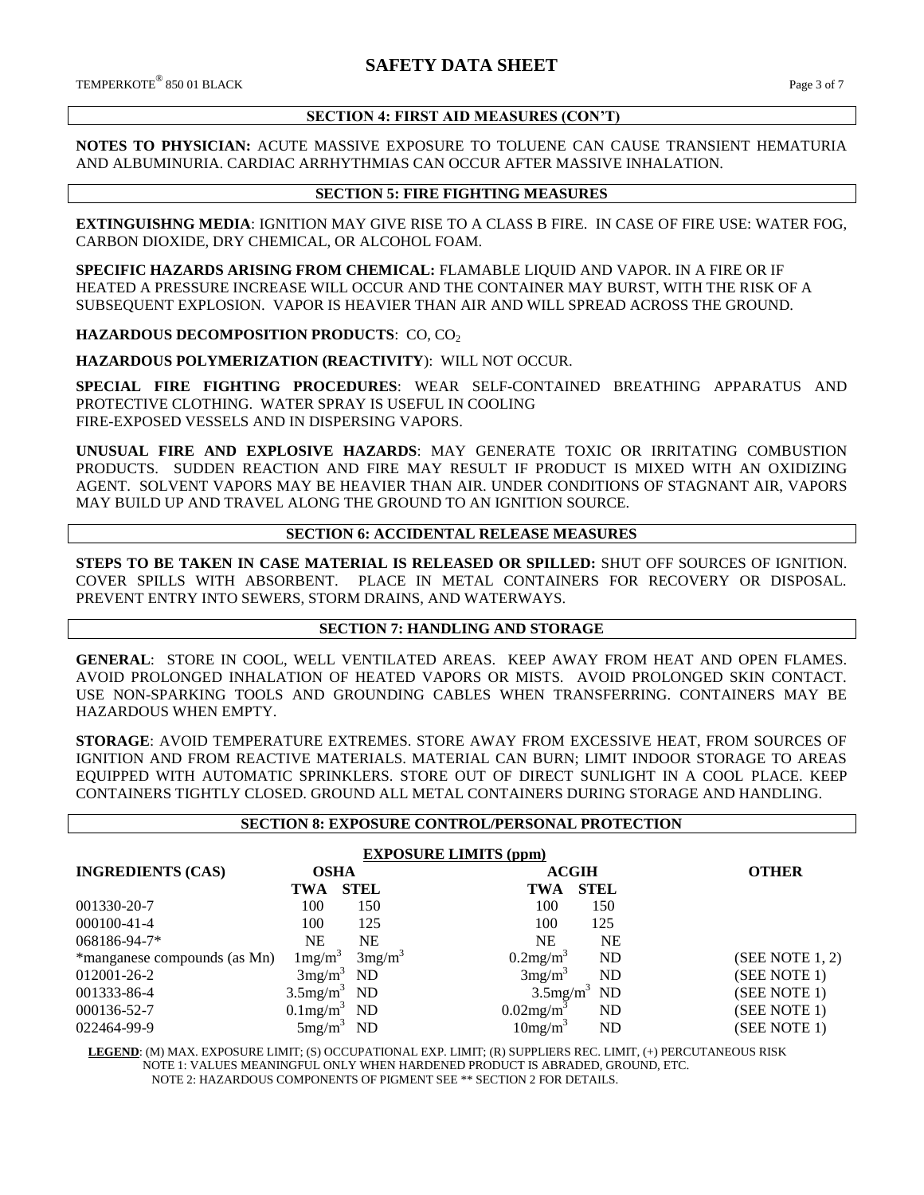## SAFETY DATA SHEET

## SECTION 4: FIRST AID MEASURES (CON'T)

**NOTES TO PHYSICIAN:** ACUTE MASSIVE EXPOSURE TO TOLUENE CAN CAUSE TRANSIENT HEMATURIA AND ALBUMINURIA. CARDIAC ARRHYTHMIAS CAN OCCUR AFTER MASSIVE INHALATION.

## SECTION 5: FIRE FIGHTING MEASURES

**EXTINGUISHNG MEDIA**: IGNITION MAY GIVE RISE TO A CLASS B FIRE. IN CASE OF FIRE USE: WATER FOG, CARBON DIOXIDE, DRY CHEMICAL, OR ALCOHOL FOAM.

**SPECIFIC HAZARDS ARISING FROM CHEMICAL:** FLAMABLE LIQUID AND VAPOR. IN A FIRE OR IF HEATED A PRESSURE INCREASE WILL OCCUR AND THE CONTAINER MAY BURST, WITH THE RISK OF A SUBSEQUENT EXPLOSION. VAPOR IS HEAVIER THAN AIR AND WILL SPREAD ACROSS THE GROUND.

**HAZARDOUS DECOMPOSITION PRODUCTS**: CO, $CO_2$

**HAZARDOUS POLYMERIZATION (REACTIVITY)**: WILL NOT OCCUR.

**SPECIAL FIRE FIGHTING PROCEDURES**: WEAR SELF-CONTAINED BREATHING APPARATUS AND PROTECTIVE CLOTHING. WATER SPRAY IS USEFUL IN COOLING FIRE-EXPOSED VESSELS AND IN DISPERSING VAPORS.

**UNUSUAL FIRE AND EXPLOSIVE HAZARDS**: MAY GENERATE TOXIC OR IRRITATING COMBUSTION PRODUCTS. SUDDEN REACTION AND FIRE MAY RESULT IF PRODUCT IS MIXED WITH AN OXIDIZING AGENT. SOLVENT VAPORS MAY BE HEAVIER THAN AIR. UNDER CONDITIONS OF STAGNANT AIR, VAPORS MAY BUILD UP AND TRAVEL ALONG THE GROUND TO AN IGNITION SOURCE.

## SECTION 6: ACCIDENTAL RELEASE MEASURES

**STEPS TO BE TAKEN IN CASE MATERIAL IS RELEASED OR SPILLED:** SHUT OFF SOURCES OF IGNITION. COVER SPILLS WITH ABSORBENT. PLACE IN METAL CONTAINERS FOR RECOVERY OR DISPOSAL. PREVENT ENTRY INTO SEWERS, STORM DRAINS, AND WATERWAYS.

## SECTION 7: HANDLING AND STORAGE

**GENERAL**: STORE IN COOL, WELL VENTILATED AREAS. KEEP AWAY FROM HEAT AND OPEN FLAMES. AVOID PROLONGED INHALATION OF HEATED VAPORS OR MISTS. AVOID PROLONGED SKIN CONTACT. USE NON-SPARKING TOOLS AND GROUNDING CABLES WHEN TRANSFERRING. CONTAINERS MAY BE HAZARDOUS WHEN EMPTY.

**STORAGE**: AVOID TEMPERATURE EXTREMES. STORE AWAY FROM EXCESSIVE HEAT, FROM SOURCES OF IGNITION AND FROM REACTIVE MATERIALS. MATERIAL CAN BURN; LIMIT INDOOR STORAGE TO AREAS EQUIPPED WITH AUTOMATIC SPRINKLERS. STORE OUT OF DIRECT SUNLIGHT IN A COOL PLACE. KEEP CONTAINERS TIGHTLY CLOSED. GROUND ALL METAL CONTAINERS DURING STORAGE AND HANDLING.

## SECTION 8: EXPOSURE CONTROL/PERSONAL PROTECTION

**EXPOSURE LIMITS (ppm)**

| INGREDIENTS (CAS) | OSHA | | ACGIH | | OTHER |
|---|---|---|---|---|---|
| | TWA | STEL | TWA | STEL | |
| 001330-20-7 | 100 | 150 | 100 | 150 | |
| 000100-41-4 | 100 | 125 | 100 | 125 | |
| 068186-94-7* | NE | NE | NE | NE | |
| *manganese compounds (as Mn) | 1mg/m$^3$ | 3mg/m$^3$ | 0.2mg/m$^3$ | ND | (SEE NOTE 1, 2) |
| 012001-26-2 | 3mg/m$^3$ | ND | 3mg/m$^3$ | ND | (SEE NOTE 1) |
| 001333-86-4 | 3.5mg/m$^3$ | ND | 3.5mg/m$^3$ | ND | (SEE NOTE 1) |
| 000136-52-7 | 0.1mg/m$^3$ | ND | 0.02mg/m$^3$ | ND | (SEE NOTE 1) |
| 022464-99-9 | 5mg/m$^3$ | ND | 10mg/m$^3$ | ND | (SEE NOTE 1) |

**LEGEND**: (M) MAX. EXPOSURE LIMIT; (S) OCCUPATIONAL EXP. LIMIT; (R) SUPPLIERS REC. LIMIT, (+) PERCUTANEOUS RISK
NOTE 1: VALUES MEANINGFUL ONLY WHEN HARDENED PRODUCT IS ABRADED, GROUND, ETC.
NOTE 2: HAZARDOUS COMPONENTS OF PIGMENT SEE ** SECTION 2 FOR DETAILS.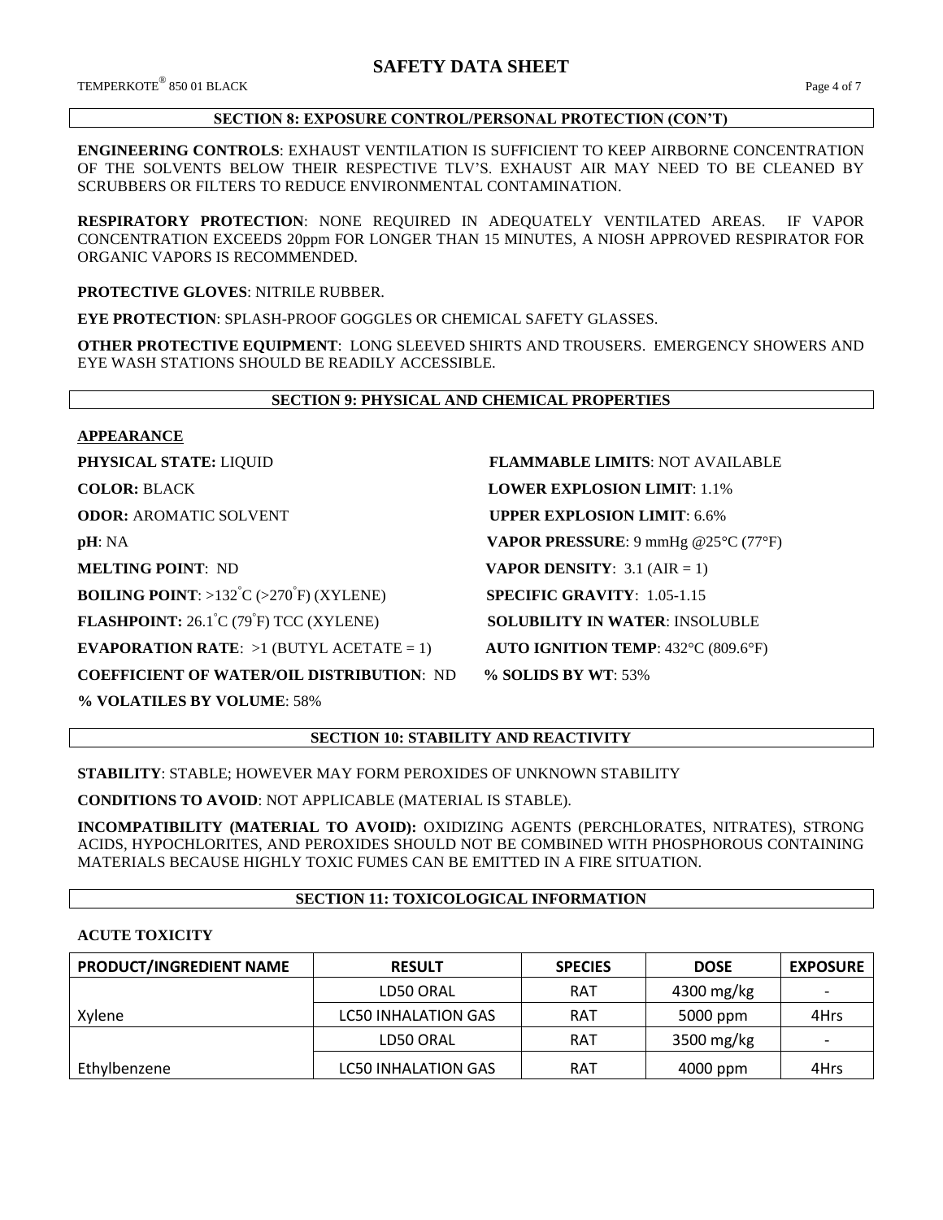## SECTION 8: EXPOSURE CONTROL/PERSONAL PROTECTION (CON'T)

**ENGINEERING CONTROLS**: EXHAUST VENTILATION IS SUFFICIENT TO KEEP AIRBORNE CONCENTRATION OF THE SOLVENTS BELOW THEIR RESPECTIVE TLV'S. EXHAUST AIR MAY NEED TO BE CLEANED BY SCRUBBERS OR FILTERS TO REDUCE ENVIRONMENTAL CONTAMINATION.

**RESPIRATORY PROTECTION**: NONE REQUIRED IN ADEQUATELY VENTILATED AREAS. IF VAPOR CONCENTRATION EXCEEDS 20ppm FOR LONGER THAN 15 MINUTES, A NIOSH APPROVED RESPIRATOR FOR ORGANIC VAPORS IS RECOMMENDED.

**PROTECTIVE GLOVES**: NITRILE RUBBER.

**EYE PROTECTION**: SPLASH-PROOF GOGGLES OR CHEMICAL SAFETY GLASSES.

**OTHER PROTECTIVE EQUIPMENT**: LONG SLEEVED SHIRTS AND TROUSERS. EMERGENCY SHOWERS AND EYE WASH STATIONS SHOULD BE READILY ACCESSIBLE.

## SECTION 9: PHYSICAL AND CHEMICAL PROPERTIES

**APPEARANCE**

**PHYSICAL STATE:** LIQUID

**COLOR:** BLACK

**ODOR:** AROMATIC SOLVENT

**pH**: NA

**MELTING POINT**: ND

**BOILING POINT**: >132°C (>270°F) (XYLENE)

**FLASHPOINT:** 26.1°C (79°F) TCC (XYLENE)

**EVAPORATION RATE**: >1 (BUTYL ACETATE = 1)

**COEFFICIENT OF WATER/OIL DISTRIBUTION**: ND

**% VOLATILES BY VOLUME**: 58%

**FLAMMABLE LIMITS**: NOT AVAILABLE

**LOWER EXPLOSION LIMIT**: 1.1%

**UPPER EXPLOSION LIMIT**: 6.6%

**VAPOR PRESSURE**: 9 mmHg @25°C (77°F)

**VAPOR DENSITY**: 3.1 (AIR = 1)

**SPECIFIC GRAVITY**: 1.05-1.15

**SOLUBILITY IN WATER**: INSOLUBLE

**AUTO IGNITION TEMP**: 432°C (809.6°F)

**% SOLIDS BY WT**: 53%

## SECTION 10: STABILITY AND REACTIVITY

**STABILITY**: STABLE; HOWEVER MAY FORM PEROXIDES OF UNKNOWN STABILITY

**CONDITIONS TO AVOID**: NOT APPLICABLE (MATERIAL IS STABLE).

**INCOMPATIBILITY (MATERIAL TO AVOID):** OXIDIZING AGENTS (PERCHLORATES, NITRATES), STRONG ACIDS, HYPOCHLORITES, AND PEROXIDES SHOULD NOT BE COMBINED WITH PHOSPHOROUS CONTAINING MATERIALS BECAUSE HIGHLY TOXIC FUMES CAN BE EMITTED IN A FIRE SITUATION.

## SECTION 11: TOXICOLOGICAL INFORMATION

**ACUTE TOXICITY**

| PRODUCT/INGREDIENT NAME | RESULT | SPECIES | DOSE | EXPOSURE |
|---|---|---|---|---|
| Xylene | LD50 ORAL | RAT | 4300 mg/kg | - |
| | LC50 INHALATION GAS | RAT | 5000 ppm | 4Hrs |
| Ethylbenzene | LD50 ORAL | RAT | 3500 mg/kg | - |
| | LC50 INHALATION GAS | RAT | 4000 ppm | 4Hrs |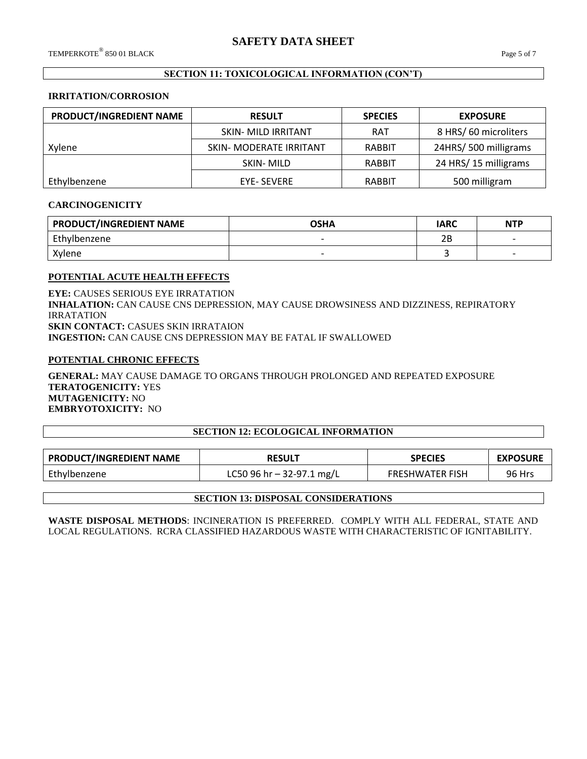## SECTION 11: TOXICOLOGICAL INFORMATION (CON'T)

### IRRITATION/CORROSION

| PRODUCT/INGREDIENT NAME | RESULT | SPECIES | EXPOSURE |
|---|---|---|---|
| Xylene | SKIN- MILD IRRITANT | RAT | 8 HRS/ 60 microliters |
| | SKIN- MODERATE IRRITANT | RABBIT | 24HRS/ 500 milligrams |
| Ethylbenzene | SKIN- MILD | RABBIT | 24 HRS/ 15 milligrams |
| | EYE- SEVERE | RABBIT | 500 milligram |

### CARCINOGENICITY

| PRODUCT/INGREDIENT NAME | OSHA | IARC | NTP |
|---|---|---|---|
| Ethylbenzene | - | 2B | - |
| Xylene | - | 3 | - |

### POTENTIAL ACUTE HEALTH EFFECTS

**EYE:** CAUSES SERIOUS EYE IRRATATION
**INHALATION:** CAN CAUSE CNS DEPRESSION, MAY CAUSE DROWSINESS AND DIZZINESS, REPIRATORY IRRATATION
**SKIN CONTACT:** CASUES SKIN IRRATAION
**INGESTION:** CAN CAUSE CNS DEPRESSION MAY BE FATAL IF SWALLOWED

### POTENTIAL CHRONIC EFFECTS

**GENERAL:** MAY CAUSE DAMAGE TO ORGANS THROUGH PROLONGED AND REPEATED EXPOSURE
**TERATOGENICITY:** YES
**MUTAGENICITY:** NO
**EMBRYOTOXICITY:** NO

## SECTION 12: ECOLOGICAL INFORMATION

| PRODUCT/INGREDIENT NAME | RESULT | SPECIES | EXPOSURE |
|---|---|---|---|
| Ethylbenzene | LC50 96 hr – 32-97.1 mg/L | FRESHWATER FISH | 96 Hrs |

## SECTION 13: DISPOSAL CONSIDERATIONS

**WASTE DISPOSAL METHODS**: INCINERATION IS PREFERRED. COMPLY WITH ALL FEDERAL, STATE AND LOCAL REGULATIONS. RCRA CLASSIFIED HAZARDOUS WASTE WITH CHARACTERISTIC OF IGNITABILITY.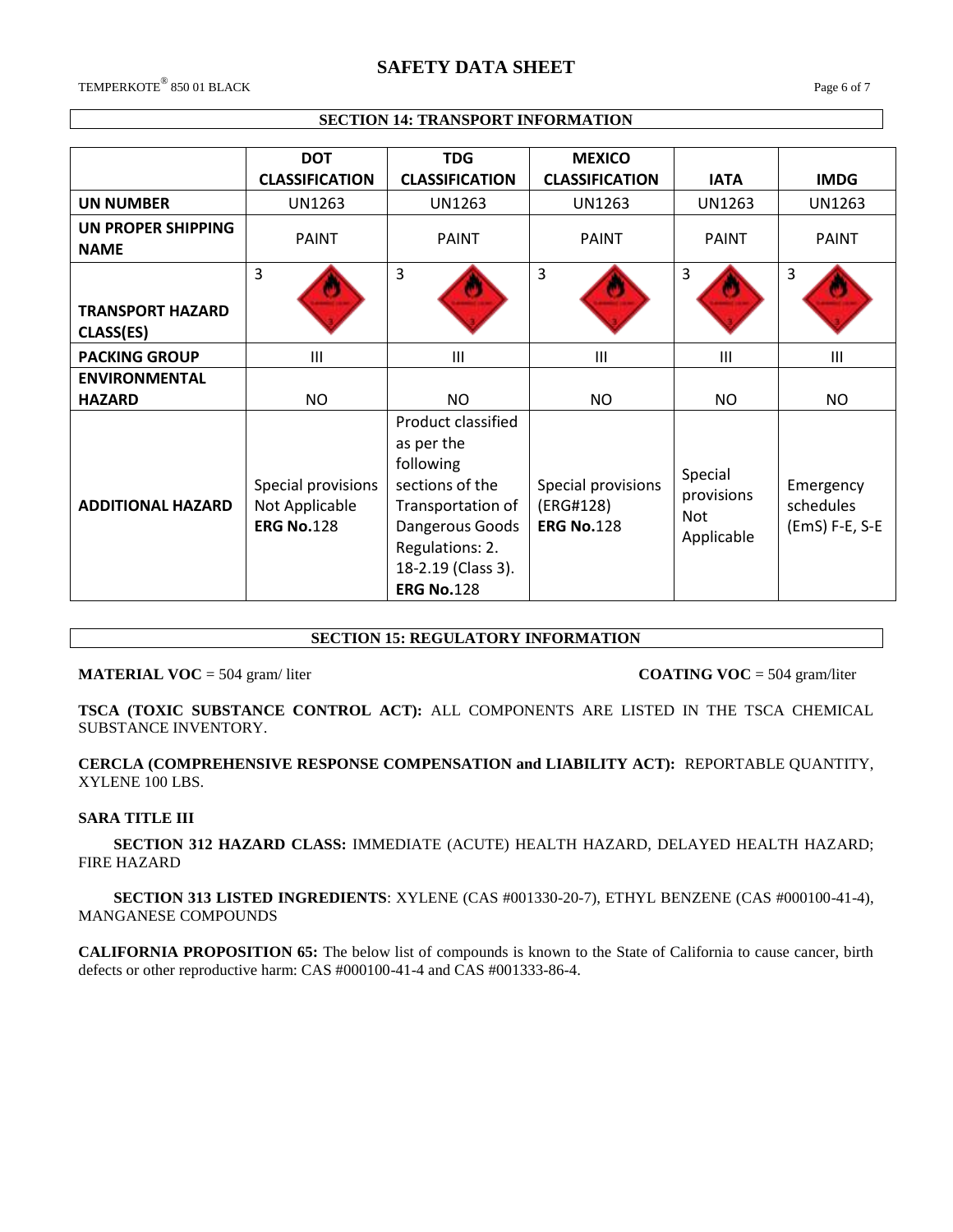## SECTION 14: TRANSPORT INFORMATION

| | DOT CLASSIFICATION | TDG CLASSIFICATION | MEXICO CLASSIFICATION | IATA | IMDG |
|---|---|---|---|---|---|
| **UN NUMBER** | UN1263 | UN1263 | UN1263 | UN1263 | UN1263 |
| **UN PROPER SHIPPING NAME** | PAINT | PAINT | PAINT | PAINT | PAINT |
| **TRANSPORT HAZARD CLASS(ES)** | 3 | 3 | 3 | 3 | 3 |
| **PACKING GROUP** | III | III | III | III | III |
| **ENVIRONMENTAL HAZARD** | NO | NO | NO | NO | NO |
| **ADDITIONAL HAZARD** | Special provisions Not Applicable **ERG No.**128 | Product classified as per the following sections of the Transportation of Dangerous Goods Regulations: 2. 18-2.19 (Class 3). **ERG No.**128 | Special provisions (ERG#128) **ERG No.**128 | Special provisions Not Applicable | Emergency schedules (EmS) F-E, S-E |

## SECTION 15: REGULATORY INFORMATION

**MATERIAL VOC** = 504 gram/ liter

**COATING VOC** = 504 gram/liter

**TSCA (TOXIC SUBSTANCE CONTROL ACT):** ALL COMPONENTS ARE LISTED IN THE TSCA CHEMICAL SUBSTANCE INVENTORY.

**CERCLA (COMPREHENSIVE RESPONSE COMPENSATION and LIABILITY ACT):** REPORTABLE QUANTITY, XYLENE 100 LBS.

**SARA TITLE III**

**SECTION 312 HAZARD CLASS:** IMMEDIATE (ACUTE) HEALTH HAZARD, DELAYED HEALTH HAZARD; FIRE HAZARD

**SECTION 313 LISTED INGREDIENTS**: XYLENE (CAS #001330-20-7), ETHYL BENZENE (CAS #000100-41-4), MANGANESE COMPOUNDS

**CALIFORNIA PROPOSITION 65:** The below list of compounds is known to the State of California to cause cancer, birth defects or other reproductive harm: CAS #000100-41-4 and CAS #001333-86-4.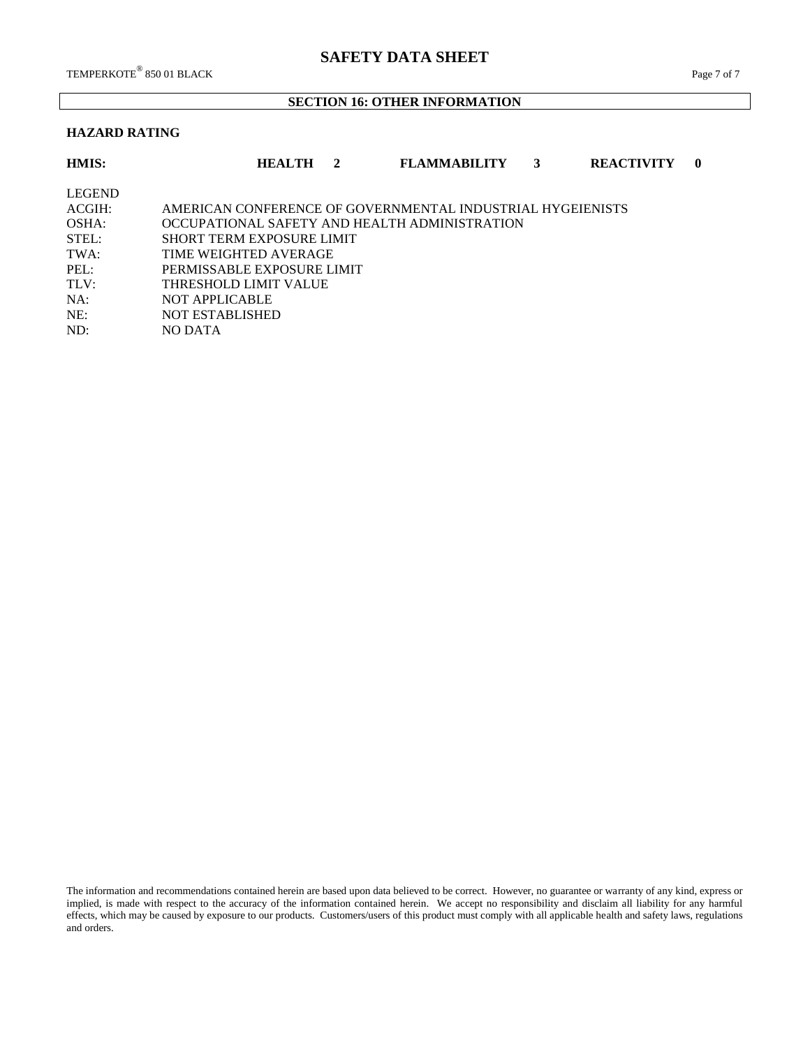## SECTION 16: OTHER INFORMATION

**HAZARD RATING**

**HMIS:** **HEALTH 2** **FLAMMABILITY 3** **REACTIVITY 0**

LEGEND

| | |
|---|---|
| ACGIH: | AMERICAN CONFERENCE OF GOVERNMENTAL INDUSTRIAL HYGEIENISTS |
| OSHA: | OCCUPATIONAL SAFETY AND HEALTH ADMINISTRATION |
| STEL: | SHORT TERM EXPOSURE LIMIT |
| TWA: | TIME WEIGHTED AVERAGE |
| PEL: | PERMISSABLE EXPOSURE LIMIT |
| TLV: | THRESHOLD LIMIT VALUE |
| NA: | NOT APPLICABLE |
| NE: | NOT ESTABLISHED |
| ND: | NO DATA |

The information and recommendations contained herein are based upon data believed to be correct. However, no guarantee or warranty of any kind, express or implied, is made with respect to the accuracy of the information contained herein. We accept no responsibility and disclaim all liability for any harmful effects, which may be caused by exposure to our products. Customers/users of this product must comply with all applicable health and safety laws, regulations and orders.